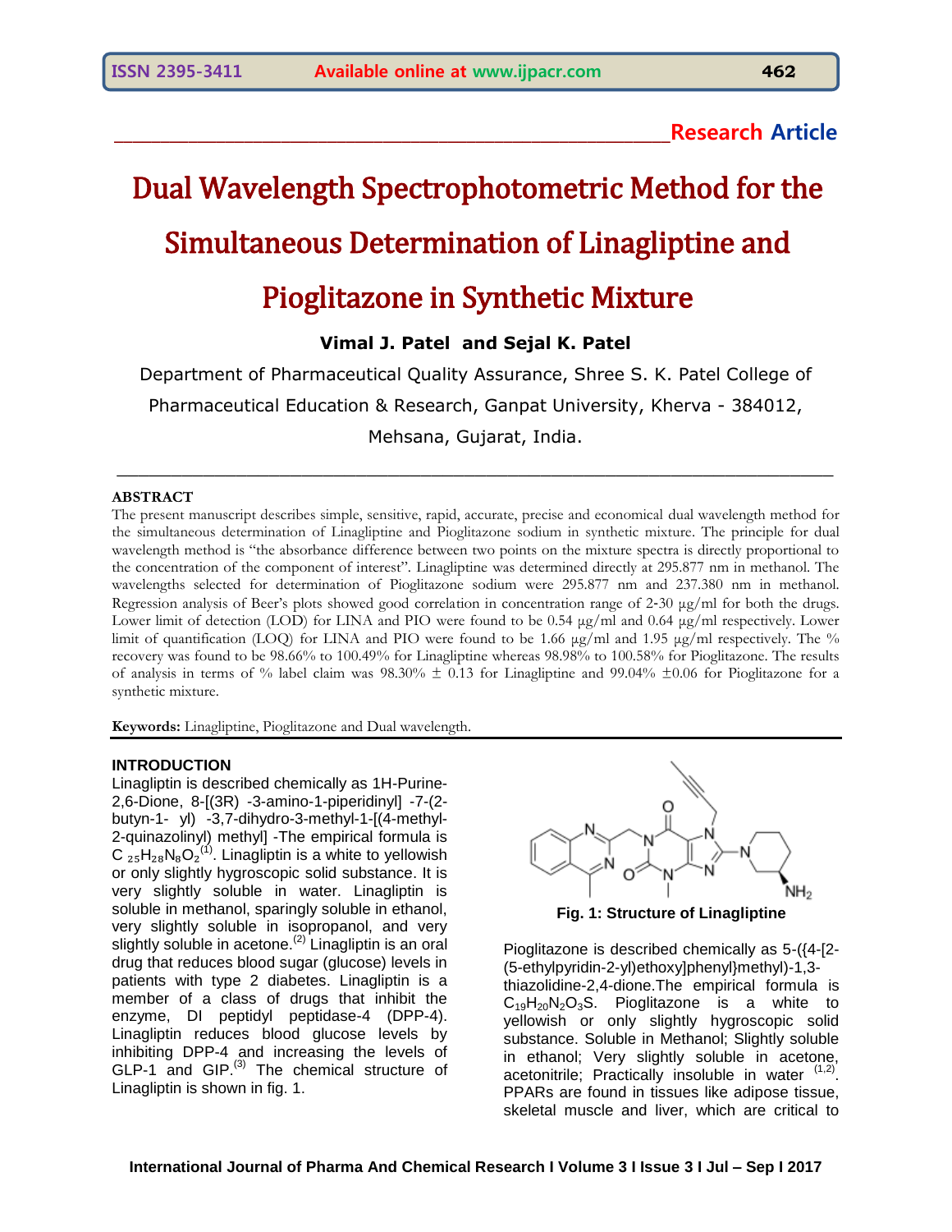Research Article

# Dual Wavelength Spectrophotometric Method for the Simultaneous Determination of Linagliptine and Pioglitazone in Synthetic Mixture

**Vimal J. Patel and Sejal K. Patel**

Department of Pharmaceutical Quality Assurance, Shree S. K. Patel College of Pharmaceutical Education & Research, Ganpat University, Kherva - 384012, Mehsana, Gujarat, India.

## ABSTRACT

The present manuscript describes simple, sensitive, rapid, accurate, precise and economical dual wavelength method for the simultaneous determination of Linagliptine and Pioglitazone sodium in synthetic mixture. The principle for dual wavelength method is "the absorbance difference between two points on the mixture spectra is directly proportional to the concentration of the component of interest". Linagliptine was determined directly at 295.877 nm in methanol. The wavelengths selected for determination of Pioglitazone sodium were 295.877 nm and 237.380 nm in methanol. Regression analysis of Beer's plots showed good correlation in concentration range of 2-30 μg/ml for both the drugs. Lower limit of detection (LOD) for LINA and PIO were found to be 0.54 μg/ml and 0.64 μg/ml respectively. Lower limit of quantification (LOQ) for LINA and PIO were found to be 1.66 μg/ml and 1.95 μg/ml respectively. The % recovery was found to be 98.66% to 100.49% for Linagliptine whereas 98.98% to 100.58% for Pioglitazone. The results of analysis in terms of % label claim was 98.30% ± 0.13 for Linagliptine and 99.04% ±0.06 for Pioglitazone for a synthetic mixture.

**Keywords:** Linagliptine, Pioglitazone and Dual wavelength.

## INTRODUCTION

Linagliptin is described chemically as 1H-Purine-2,6-Dione, 8-[(3R) -3-amino-1-piperidinyl] -7-(2-butyn-1- yl) -3,7-dihydro-3-methyl-1-[(4-methyl-2-quinazolinyl) methyl] -The empirical formula is $C_{25}H_{28}N_8O_2$[1]. Linagliptin is a white to yellowish or only slightly hygroscopic solid substance. It is very slightly soluble in water. Linagliptin is soluble in methanol, sparingly soluble in ethanol, very slightly soluble in isopropanol, and very slightly soluble in acetone.[2] Linagliptin is an oral drug that reduces blood sugar (glucose) levels in patients with type 2 diabetes. Linagliptin is a member of a class of drugs that inhibit the enzyme, DI peptidyl peptidase-4 (DPP-4). Linagliptin reduces blood glucose levels by inhibiting DPP-4 and increasing the levels of GLP-1 and GIP.[3] The chemical structure of Linagliptin is shown in fig. 1.

**Fig. 1: Structure of Linagliptine**

Pioglitazone is described chemically as 5-({4-[2-(5-ethylpyridin-2-yl)ethoxy]phenyl}methyl)-1,3-thiazolidine-2,4-dione.The empirical formula is $C_{19}H_{20}N_2O_3S$. Pioglitazone is a white to yellowish or only slightly hygroscopic solid substance. Soluble in Methanol; Slightly soluble in ethanol; Very slightly soluble in acetone, acetonitrile; Practically insoluble in water [1,2]. PPARs are found in tissues like adipose tissue, skeletal muscle and liver, which are critical to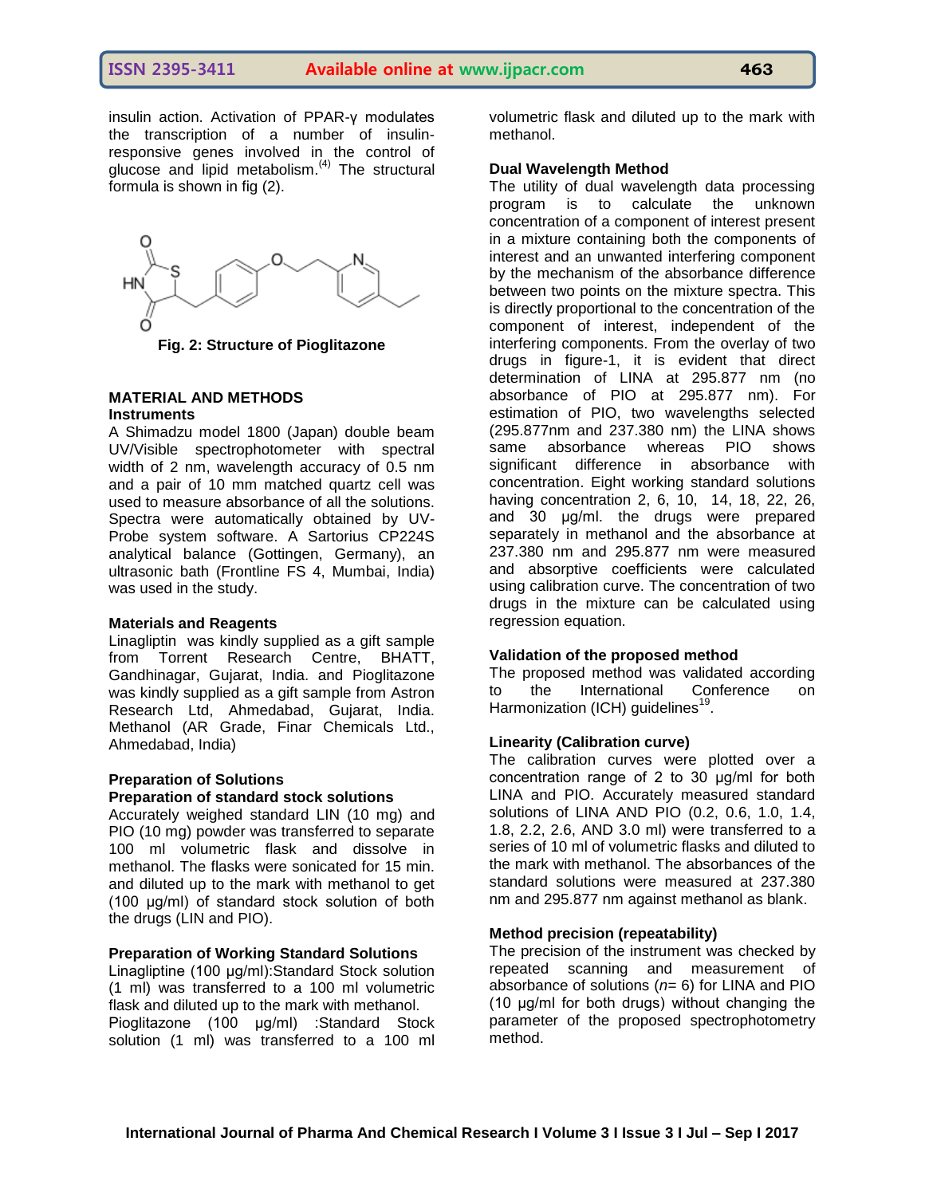insulin action. Activation of PPAR-γ modulates the transcription of a number of insulin-responsive genes involved in the control of glucose and lipid metabolism.[4] The structural formula is shown in fig (2).

**Fig. 2: Structure of Pioglitazone**

## MATERIAL AND METHODS

### Instruments

A Shimadzu model 1800 (Japan) double beam UV/Visible spectrophotometer with spectral width of 2 nm, wavelength accuracy of 0.5 nm and a pair of 10 mm matched quartz cell was used to measure absorbance of all the solutions. Spectra were automatically obtained by UV-Probe system software. A Sartorius CP224S analytical balance (Gottingen, Germany), an ultrasonic bath (Frontline FS 4, Mumbai, India) was used in the study.

### Materials and Reagents

Linagliptin was kindly supplied as a gift sample from Torrent Research Centre, BHATT, Gandhinagar, Gujarat, India. and Pioglitazone was kindly supplied as a gift sample from Astron Research Ltd, Ahmedabad, Gujarat, India. Methanol (AR Grade, Finar Chemicals Ltd., Ahmedabad, India)

### Preparation of Solutions

#### Preparation of standard stock solutions

Accurately weighed standard LIN (10 mg) and PIO (10 mg) powder was transferred to separate 100 ml volumetric flask and dissolve in methanol. The flasks were sonicated for 15 min. and diluted up to the mark with methanol to get (100 µg/ml) of standard stock solution of both the drugs (LIN and PIO).

#### Preparation of Working Standard Solutions

Linagliptine (100 µg/ml):Standard Stock solution (1 ml) was transferred to a 100 ml volumetric flask and diluted up to the mark with methanol.
Pioglitazone (100 µg/ml) :Standard Stock solution (1 ml) was transferred to a 100 ml volumetric flask and diluted up to the mark with methanol.

### Dual Wavelength Method

The utility of dual wavelength data processing program is to calculate the unknown concentration of a component of interest present in a mixture containing both the components of interest and an unwanted interfering component by the mechanism of the absorbance difference between two points on the mixture spectra. This is directly proportional to the concentration of the component of interest, independent of the interfering components. From the overlay of two drugs in figure-1, it is evident that direct determination of LINA at 295.877 nm (no absorbance of PIO at 295.877 nm). For estimation of PIO, two wavelengths selected (295.877nm and 237.380 nm) the LINA shows same absorbance whereas PIO shows significant difference in absorbance with concentration. Eight working standard solutions having concentration 2, 6, 10, 14, 18, 22, 26, and 30 µg/ml. the drugs were prepared separately in methanol and the absorbance at 237.380 nm and 295.877 nm were measured and absorptive coefficients were calculated using calibration curve. The concentration of two drugs in the mixture can be calculated using regression equation.

### Validation of the proposed method

The proposed method was validated according to the International Conference on Harmonization (ICH) guidelines[19].

### Linearity (Calibration curve)

The calibration curves were plotted over a concentration range of 2 to 30 µg/ml for both LINA and PIO. Accurately measured standard solutions of LINA AND PIO (0.2, 0.6, 1.0, 1.4, 1.8, 2.2, 2.6, AND 3.0 ml) were transferred to a series of 10 ml of volumetric flasks and diluted to the mark with methanol. The absorbances of the standard solutions were measured at 237.380 nm and 295.877 nm against methanol as blank.

### Method precision (repeatability)

The precision of the instrument was checked by repeated scanning and measurement of absorbance of solutions (*n*= 6) for LINA and PIO (10 µg/ml for both drugs) without changing the parameter of the proposed spectrophotometry method.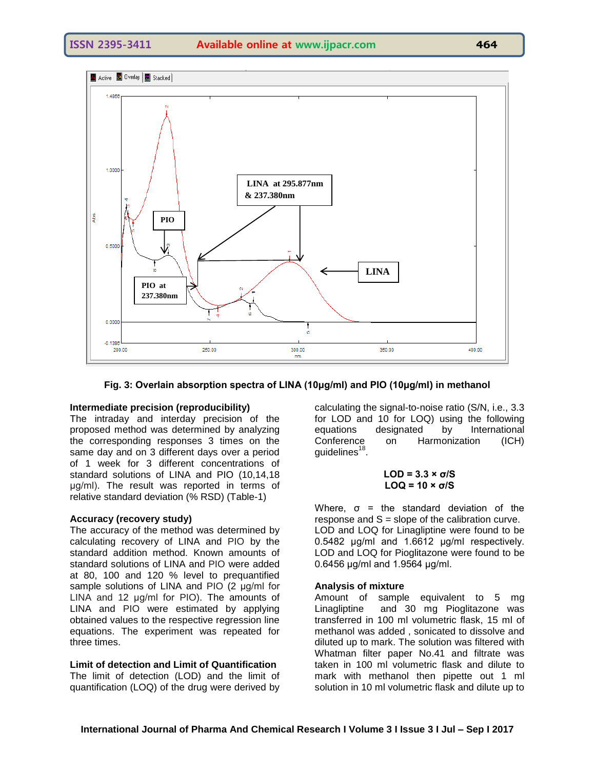**Fig. 3: Overlain absorption spectra of LINA (10µg/ml) and PIO (10µg/ml) in methanol**

**Intermediate precision (reproducibility)**

The intraday and interday precision of the proposed method was determined by analyzing the corresponding responses 3 times on the same day and on 3 different days over a period of 1 week for 3 different concentrations of standard solutions of LINA and PIO (10,14,18 µg/ml). The result was reported in terms of relative standard deviation (% RSD) (Table-1)

**Accuracy (recovery study)**

The accuracy of the method was determined by calculating recovery of LINA and PIO by the standard addition method. Known amounts of standard solutions of LINA and PIO were added at 80, 100 and 120 % level to prequantified sample solutions of LINA and PIO (2 µg/ml for LINA and 12 µg/ml for PIO). The amounts of LINA and PIO were estimated by applying obtained values to the respective regression line equations. The experiment was repeated for three times.

**Limit of detection and Limit of Quantification**

The limit of detection (LOD) and the limit of quantification (LOQ) of the drug were derived by calculating the signal-to-noise ratio (S/N, i.e., 3.3 for LOD and 10 for LOQ) using the following equations designated by International Conference on Harmonization (ICH) guidelines[18].

$$\mathbf{LOD = 3.3 \times \sigma/S}$$
$$\mathbf{LOQ = 10 \times \sigma/S}$$

Where, σ = the standard deviation of the response and S = slope of the calibration curve. LOD and LOQ for Linagliptine were found to be 0.5482 µg/ml and 1.6612 µg/ml respectively. LOD and LOQ for Pioglitazone were found to be 0.6456 µg/ml and 1.9564 µg/ml.

**Analysis of mixture**

Amount of sample equivalent to 5 mg Linagliptine and 30 mg Pioglitazone was transferred in 100 ml volumetric flask, 15 ml of methanol was added , sonicated to dissolve and diluted up to mark. The solution was filtered with Whatman filter paper No.41 and filtrate was taken in 100 ml volumetric flask and dilute to mark with methanol then pipette out 1 ml solution in 10 ml volumetric flask and dilute up to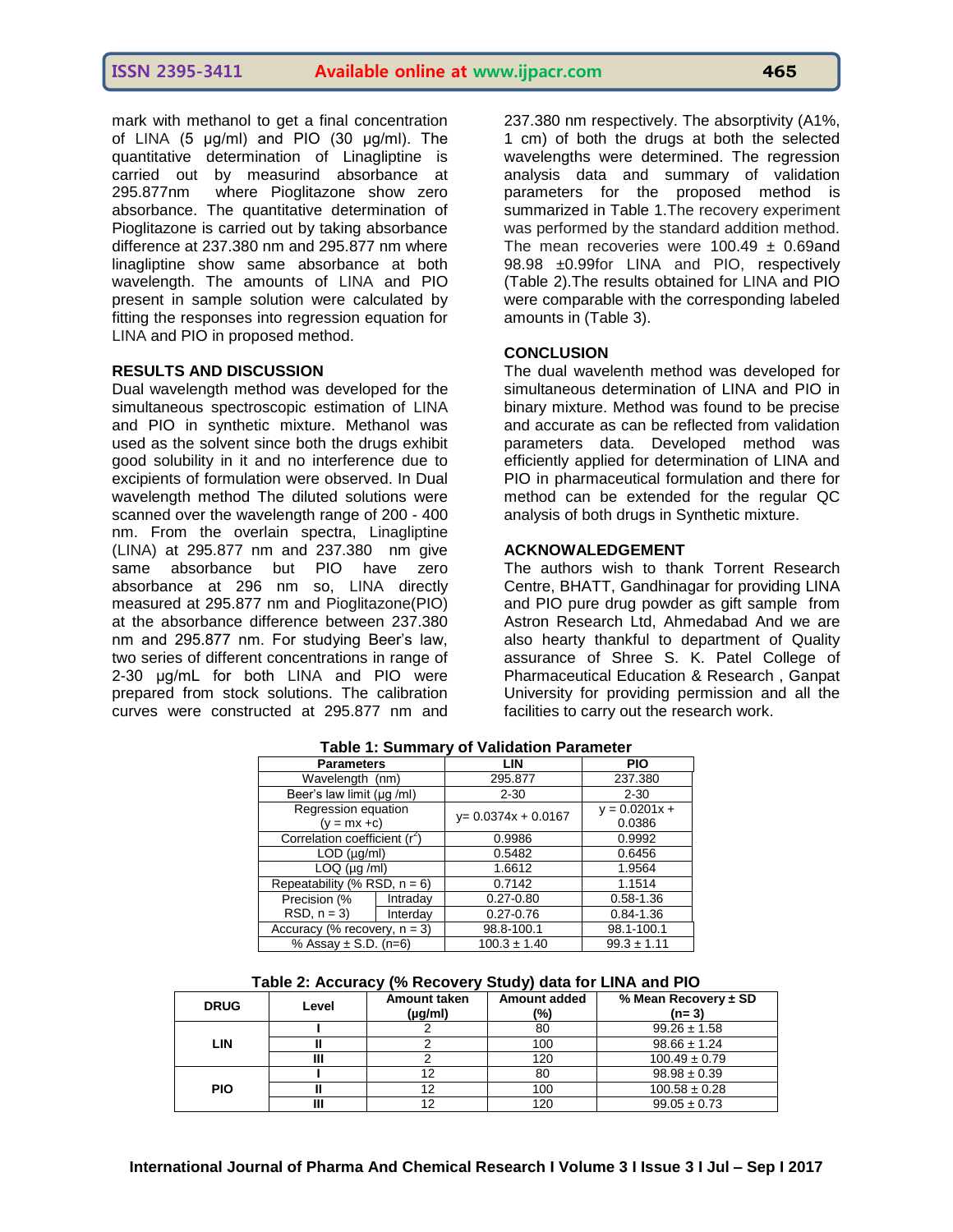mark with methanol to get a final concentration of LINA (5 µg/ml) and PIO (30 µg/ml). The quantitative determination of Linagliptine is carried out by measurind absorbance at 295.877nm where Pioglitazone show zero absorbance. The quantitative determination of Pioglitazone is carried out by taking absorbance difference at 237.380 nm and 295.877 nm where linagliptine show same absorbance at both wavelength. The amounts of LINA and PIO present in sample solution were calculated by fitting the responses into regression equation for LINA and PIO in proposed method.

## RESULTS AND DISCUSSION

Dual wavelength method was developed for the simultaneous spectroscopic estimation of LINA and PIO in synthetic mixture. Methanol was used as the solvent since both the drugs exhibit good solubility in it and no interference due to excipients of formulation were observed. In Dual wavelength method The diluted solutions were scanned over the wavelength range of 200 - 400 nm. From the overlain spectra, Linagliptine (LINA) at 295.877 nm and 237.380 nm give same absorbance but PIO have zero absorbance at 296 nm so, LINA directly measured at 295.877 nm and Pioglitazone(PIO) at the absorbance difference between 237.380 nm and 295.877 nm. For studying Beer's law, two series of different concentrations in range of 2-30 µg/mL for both LINA and PIO were prepared from stock solutions. The calibration curves were constructed at 295.877 nm and 237.380 nm respectively. The absorptivity (A1%, 1 cm) of both the drugs at both the selected wavelengths were determined. The regression analysis data and summary of validation parameters for the proposed method is summarized in Table 1.The recovery experiment was performed by the standard addition method. The mean recoveries were 100.49 ± 0.69and 98.98 ±0.99for LINA and PIO, respectively (Table 2).The results obtained for LINA and PIO were comparable with the corresponding labeled amounts in (Table 3).

## CONCLUSION

The dual wavelenth method was developed for simultaneous determination of LINA and PIO in binary mixture. Method was found to be precise and accurate as can be reflected from validation parameters data. Developed method was efficiently applied for determination of LINA and PIO in pharmaceutical formulation and there for method can be extended for the regular QC analysis of both drugs in Synthetic mixture.

## ACKNOWALEDGEMENT

The authors wish to thank Torrent Research Centre, BHATT, Gandhinagar for providing LINA and PIO pure drug powder as gift sample from Astron Research Ltd, Ahmedabad And we are also hearty thankful to department of Quality assurance of Shree S. K. Patel College of Pharmaceutical Education & Research , Ganpat University for providing permission and all the facilities to carry out the research work.

**Table 1: Summary of Validation Parameter**

| Parameters | | LIN | PIO |
|---|---|---|---|
| Wavelength (nm) | | 295.877 | 237.380 |
| Beer's law limit (µg /ml) | | 2-30 | 2-30 |
| Regression equation ($y = mx + c$) | | $y = 0.0374x + 0.0167$ | $y = 0.0201x + 0.0386$ |
| Correlation coefficient ($r^2$) | | 0.9986 | 0.9992 |
| LOD (µg/ml) | | 0.5482 | 0.6456 |
| LOQ (µg /ml) | | 1.6612 | 1.9564 |
| Repeatability (% RSD, n = 6) | | 0.7142 | 1.1514 |
| Precision (% RSD, n = 3) | Intraday | 0.27-0.80 | 0.58-1.36 |
| | Interday | 0.27-0.76 | 0.84-1.36 |
| Accuracy (% recovery, n = 3) | | 98.8-100.1 | 98.1-100.1 |
| % Assay ± S.D. (n=6) | | 100.3 ± 1.40 | 99.3 ± 1.11 |

**Table 2: Accuracy (% Recovery Study) data for LINA and PIO**

| DRUG | Level | Amount taken (µg/ml) | Amount added (%) | % Mean Recovery ± SD (n= 3) |
|---|---|---|---|---|
| LIN | I | 2 | 80 | 99.26 ± 1.58 |
| | II | 2 | 100 | 98.66 ± 1.24 |
| | III | 2 | 120 | 100.49 ± 0.79 |
| PIO | I | 12 | 80 | 98.98 ± 0.39 |
| | II | 12 | 100 | 100.58 ± 0.28 |
| | III | 12 | 120 | 99.05 ± 0.73 |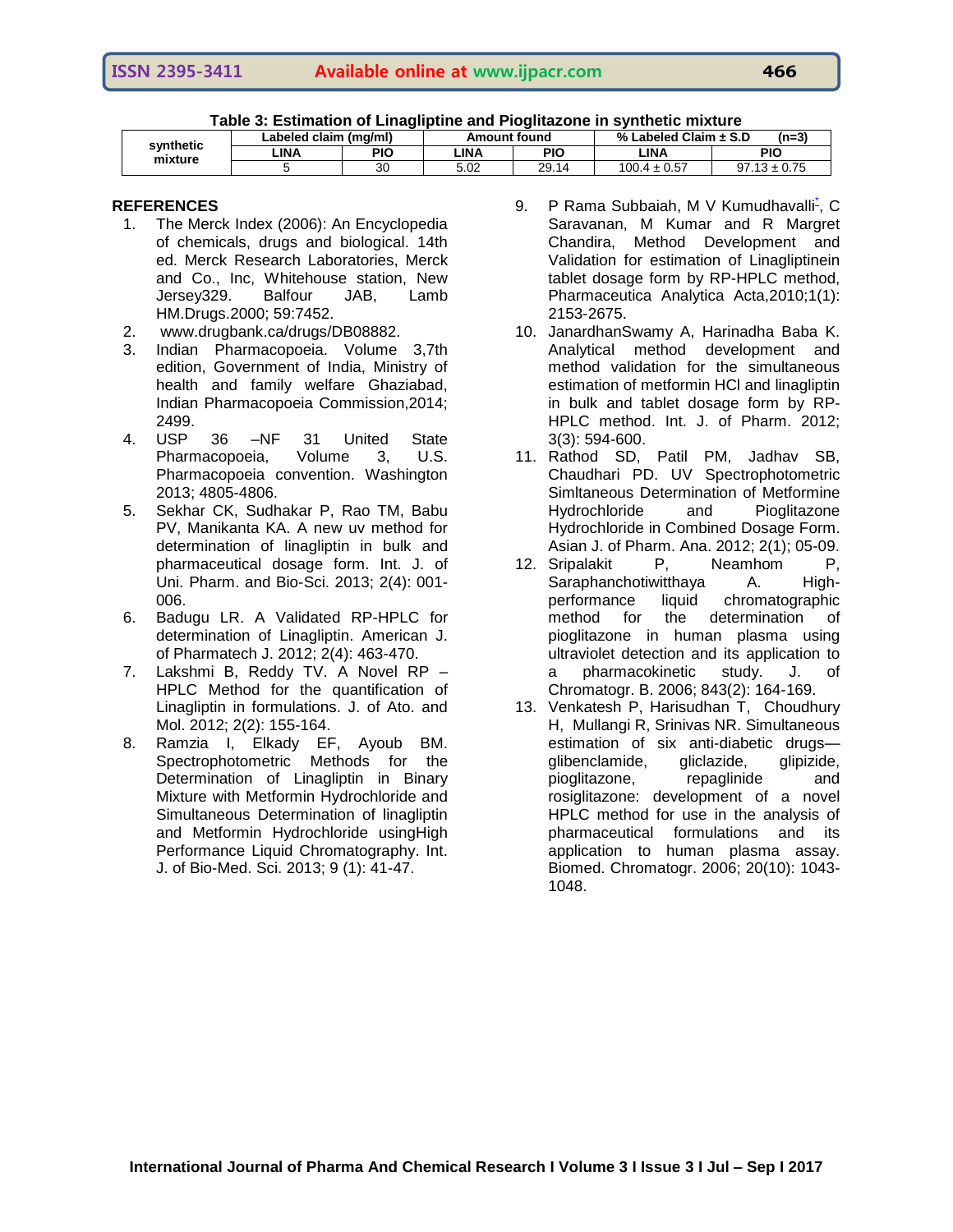**Table 3: Estimation of Linagliptine and Pioglitazone in synthetic mixture**

| synthetic mixture | Labeled claim (mg/ml) | | Amount found | | % Labeled Claim ± S.D (n=3) | |
|---|---|---|---|---|---|---|
| | LINA | PIO | LINA | PIO | LINA | PIO |
| | 5 | 30 | 5.02 | 29.14 | 100.4 ± 0.57 | 97.13 ± 0.75 |

## REFERENCES

1. The Merck Index (2006): An Encyclopedia of chemicals, drugs and biological. 14th ed. Merck Research Laboratories, Merck and Co., Inc, Whitehouse station, New Jersey329. Balfour JAB, Lamb HM.Drugs.2000; 59:7452.
2. www.drugbank.ca/drugs/DB08882.
3. Indian Pharmacopoeia. Volume 3,7th edition, Government of India, Ministry of health and family welfare Ghaziabad, Indian Pharmacopoeia Commission,2014; 2499.
4. USP 36 –NF 31 United State Pharmacopoeia, Volume 3, U.S. Pharmacopoeia convention. Washington 2013; 4805-4806.
5. Sekhar CK, Sudhakar P, Rao TM, Babu PV, Manikanta KA. A new uv method for determination of linagliptin in bulk and pharmaceutical dosage form. Int. J. of Uni. Pharm. and Bio-Sci. 2013; 2(4): 001-006.
6. Badugu LR. A Validated RP-HPLC for determination of Linagliptin. American J. of Pharmatech J. 2012; 2(4): 463-470.
7. Lakshmi B, Reddy TV. A Novel RP – HPLC Method for the quantification of Linagliptin in formulations. J. of Ato. and Mol. 2012; 2(2): 155-164.
8. Ramzia I, Elkady EF, Ayoub BM. Spectrophotometric Methods for the Determination of Linagliptin in Binary Mixture with Metformin Hydrochloride and Simultaneous Determination of linagliptin and Metformin Hydrochloride usingHigh Performance Liquid Chromatography. Int. J. of Bio-Med. Sci. 2013; 9 (1): 41-47.
9. P Rama Subbaiah, M V Kumudhavalli*, C Saravanan, M Kumar and R Margret Chandira, Method Development and Validation for estimation of Linagliptinein tablet dosage form by RP-HPLC method, Pharmaceutica Analytica Acta,2010;1(1): 2153-2675.
10. JanardhanSwamy A, Harinadha Baba K. Analytical method development and method validation for the simultaneous estimation of metformin HCl and linagliptin in bulk and tablet dosage form by RP-HPLC method. Int. J. of Pharm. 2012; 3(3): 594-600.
11. Rathod SD, Patil PM, Jadhav SB, Chaudhari PD. UV Spectrophotometric Simltaneous Determination of Metformine Hydrochloride and Pioglitazone Hydrochloride in Combined Dosage Form. Asian J. of Pharm. Ana. 2012; 2(1); 05-09.
12. Sripalakit P, Neamhom P, Saraphanchotiwitthaya A. High-performance liquid chromatographic method for the determination of pioglitazone in human plasma using ultraviolet detection and its application to a pharmacokinetic study. J. of Chromatogr. B. 2006; 843(2): 164-169.
13. Venkatesh P, Harisudhan T, Choudhury H, Mullangi R, Srinivas NR. Simultaneous estimation of six anti-diabetic drugs—glibenclamide, gliclazide, glipizide, pioglitazone, repaglinide and rosiglitazone: development of a novel HPLC method for use in the analysis of pharmaceutical formulations and its application to human plasma assay. Biomed. Chromatogr. 2006; 20(10): 1043-1048.